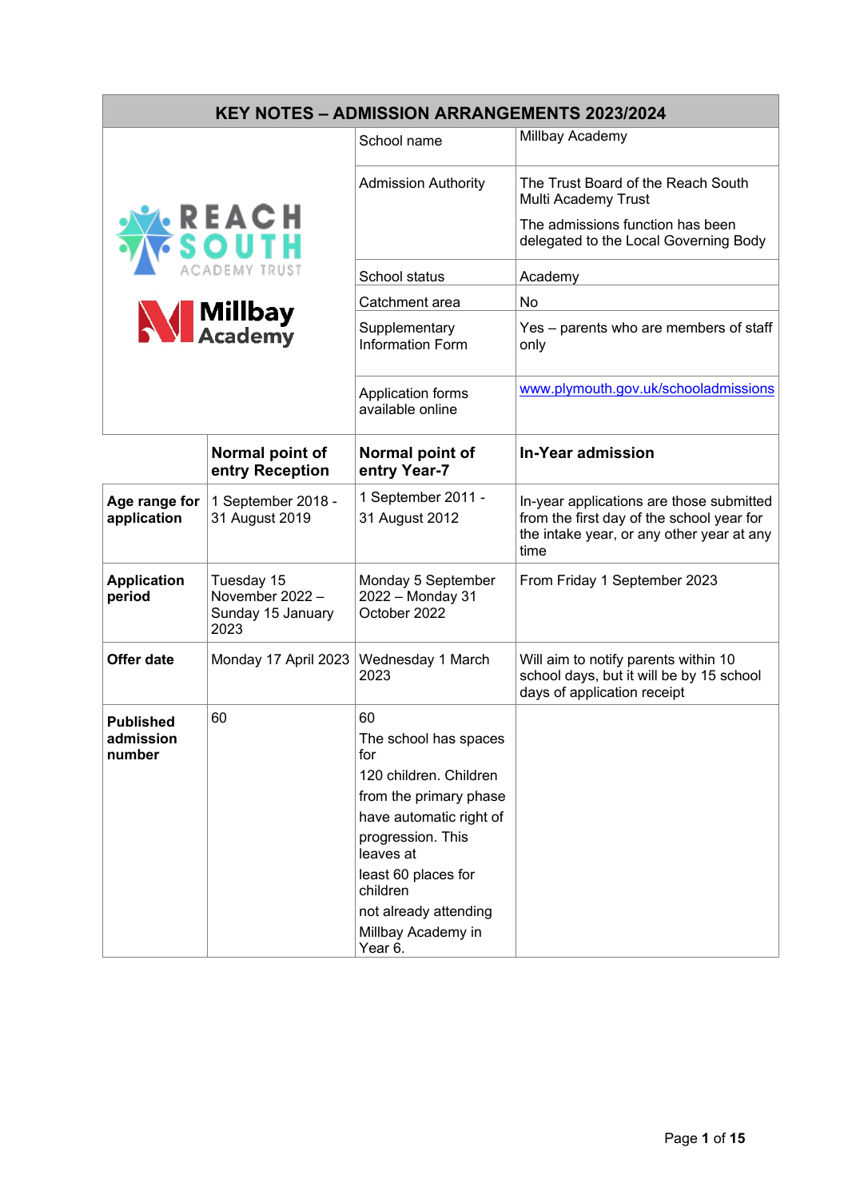# KEY NOTES – ADMISSION ARRANGEMENTS 2023/2024

| | |
|---|---|
| School name | Millbay Academy |
| Admission Authority | The Trust Board of the Reach South Multi Academy Trust<br><br>The admissions function has been delegated to the Local Governing Body |
| School status | Academy |
| Catchment area | No |
| Supplementary Information Form | Yes – parents who are members of staff only |
| Application forms available online | www.plymouth.gov.uk/schooladmissions |

| | Normal point of entry Reception | Normal point of entry Year-7 | In-Year admission |
|---|---|---|---|
| **Age range for application** | 1 September 2018 - 31 August 2019 | 1 September 2011 - 31 August 2012 | In-year applications are those submitted from the first day of the school year for the intake year, or any other year at any time |
| **Application period** | Tuesday 15 November 2022 – Sunday 15 January 2023 | Monday 5 September 2022 – Monday 31 October 2022 | From Friday 1 September 2023 |
| **Offer date** | Monday 17 April 2023 | Wednesday 1 March 2023 | Will aim to notify parents within 10 school days, but it will be by 15 school days of application receipt |
| **Published admission number** | 60 | 60<br>The school has spaces for 120 children. Children from the primary phase have automatic right of progression. This leaves at least 60 places for children not already attending Millbay Academy in Year 6. | |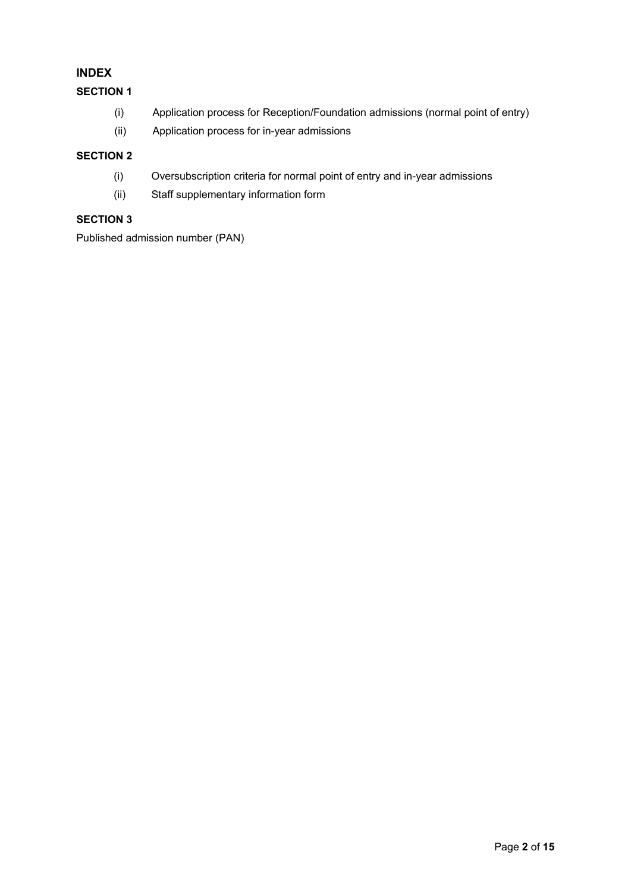## INDEX

### SECTION 1

(i) Application process for Reception/Foundation admissions (normal point of entry)

(ii) Application process for in-year admissions

### SECTION 2

(i) Oversubscription criteria for normal point of entry and in-year admissions

(ii) Staff supplementary information form

### SECTION 3

Published admission number (PAN)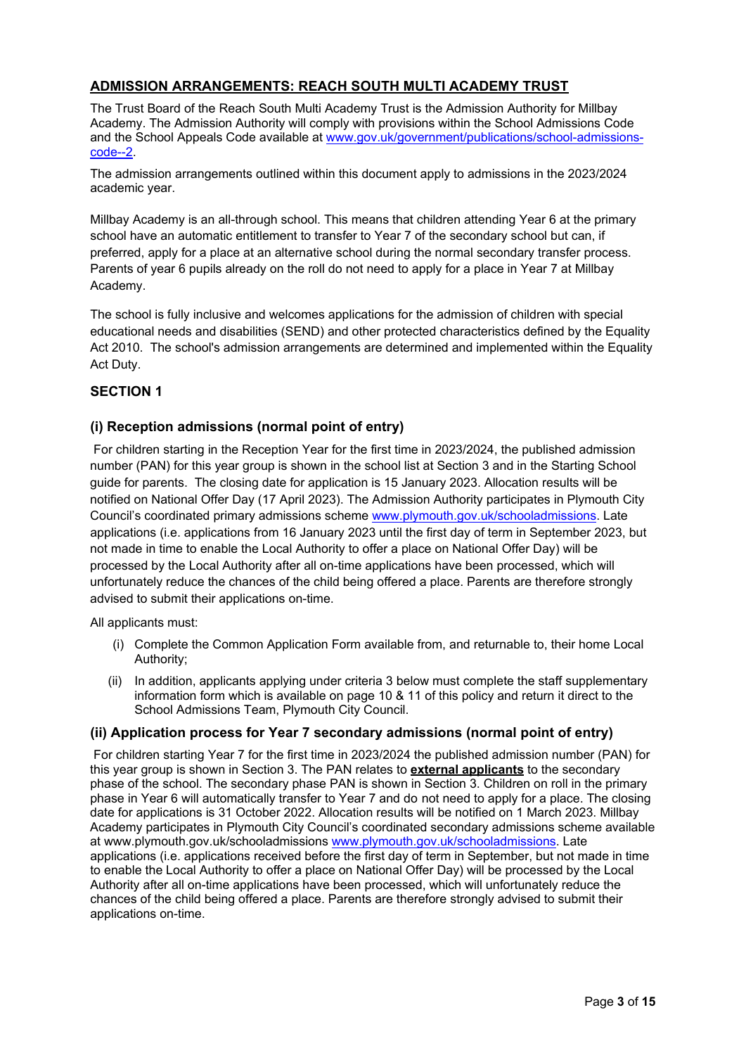## ADMISSION ARRANGEMENTS: REACH SOUTH MULTI ACADEMY TRUST

The Trust Board of the Reach South Multi Academy Trust is the Admission Authority for Millbay Academy. The Admission Authority will comply with provisions within the School Admissions Code and the School Appeals Code available at [www.gov.uk/government/publications/school-admissions-code--2](www.gov.uk/government/publications/school-admissions-code--2).

The admission arrangements outlined within this document apply to admissions in the 2023/2024 academic year.

Millbay Academy is an all-through school. This means that children attending Year 6 at the primary school have an automatic entitlement to transfer to Year 7 of the secondary school but can, if preferred, apply for a place at an alternative school during the normal secondary transfer process. Parents of year 6 pupils already on the roll do not need to apply for a place in Year 7 at Millbay Academy.

The school is fully inclusive and welcomes applications for the admission of children with special educational needs and disabilities (SEND) and other protected characteristics defined by the Equality Act 2010. The school's admission arrangements are determined and implemented within the Equality Act Duty.

## SECTION 1

### (i) Reception admissions (normal point of entry)

For children starting in the Reception Year for the first time in 2023/2024, the published admission number (PAN) for this year group is shown in the school list at Section 3 and in the Starting School guide for parents. The closing date for application is 15 January 2023. Allocation results will be notified on National Offer Day (17 April 2023). The Admission Authority participates in Plymouth City Council's coordinated primary admissions scheme [www.plymouth.gov.uk/schooladmissions](www.plymouth.gov.uk/schooladmissions). Late applications (i.e. applications from 16 January 2023 until the first day of term in September 2023, but not made in time to enable the Local Authority to offer a place on National Offer Day) will be processed by the Local Authority after all on-time applications have been processed, which will unfortunately reduce the chances of the child being offered a place. Parents are therefore strongly advised to submit their applications on-time.

All applicants must:

(i) Complete the Common Application Form available from, and returnable to, their home Local Authority;

(ii) In addition, applicants applying under criteria 3 below must complete the staff supplementary information form which is available on page 10 & 11 of this policy and return it direct to the School Admissions Team, Plymouth City Council.

### (ii) Application process for Year 7 secondary admissions (normal point of entry)

For children starting Year 7 for the first time in 2023/2024 the published admission number (PAN) for this year group is shown in Section 3. The PAN relates to **external applicants** to the secondary phase of the school. The secondary phase PAN is shown in Section 3. Children on roll in the primary phase in Year 6 will automatically transfer to Year 7 and do not need to apply for a place. The closing date for applications is 31 October 2022. Allocation results will be notified on 1 March 2023. Millbay Academy participates in Plymouth City Council's coordinated secondary admissions scheme available at www.plymouth.gov.uk/schooladmissions [www.plymouth.gov.uk/schooladmissions](www.plymouth.gov.uk/schooladmissions). Late applications (i.e. applications received before the first day of term in September, but not made in time to enable the Local Authority to offer a place on National Offer Day) will be processed by the Local Authority after all on-time applications have been processed, which will unfortunately reduce the chances of the child being offered a place. Parents are therefore strongly advised to submit their applications on-time.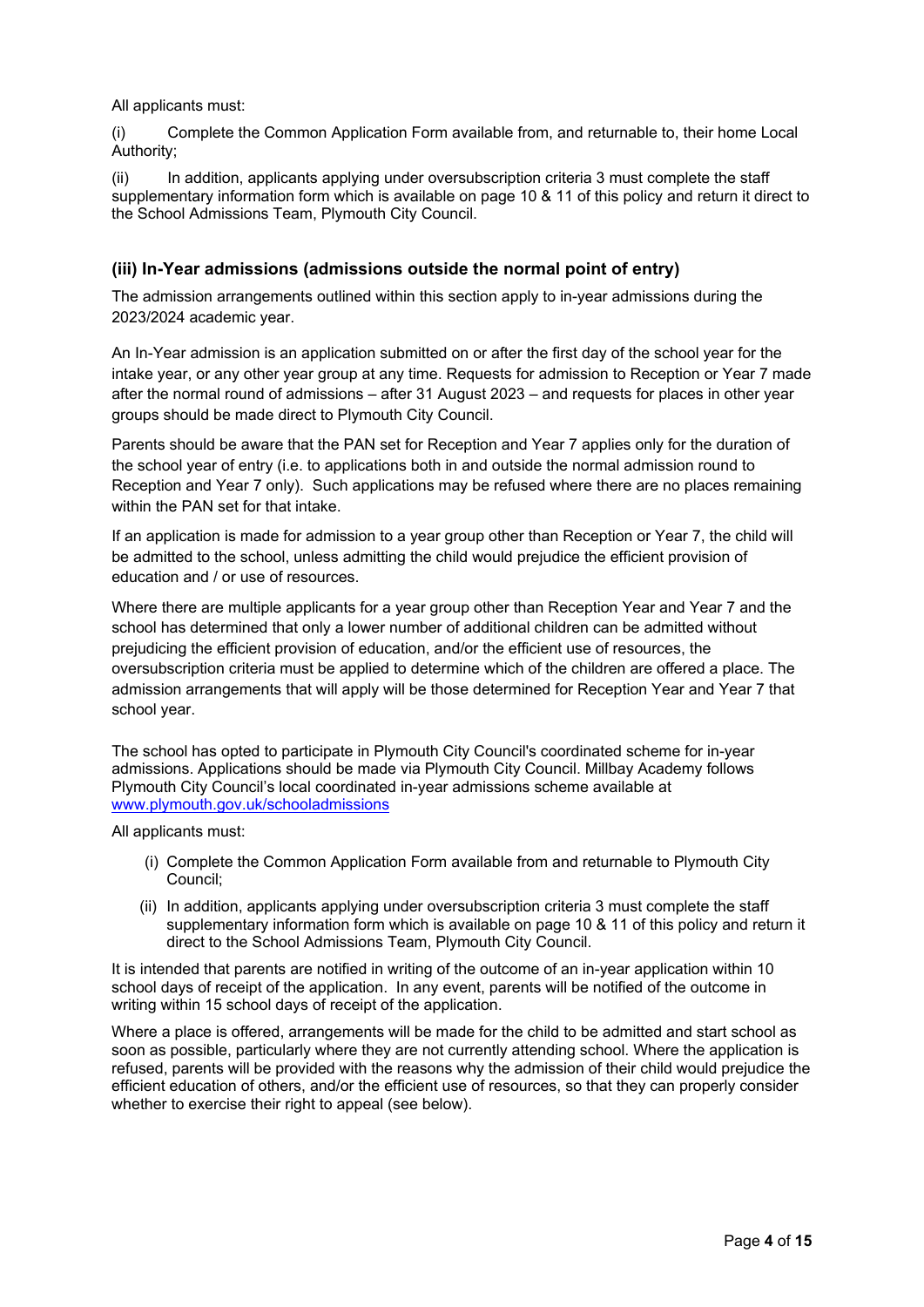All applicants must:

(i) Complete the Common Application Form available from, and returnable to, their home Local Authority;

(ii) In addition, applicants applying under oversubscription criteria 3 must complete the staff supplementary information form which is available on page 10 & 11 of this policy and return it direct to the School Admissions Team, Plymouth City Council.

### (iii) In-Year admissions (admissions outside the normal point of entry)

The admission arrangements outlined within this section apply to in-year admissions during the 2023/2024 academic year.

An In-Year admission is an application submitted on or after the first day of the school year for the intake year, or any other year group at any time. Requests for admission to Reception or Year 7 made after the normal round of admissions – after 31 August 2023 – and requests for places in other year groups should be made direct to Plymouth City Council.

Parents should be aware that the PAN set for Reception and Year 7 applies only for the duration of the school year of entry (i.e. to applications both in and outside the normal admission round to Reception and Year 7 only). Such applications may be refused where there are no places remaining within the PAN set for that intake.

If an application is made for admission to a year group other than Reception or Year 7, the child will be admitted to the school, unless admitting the child would prejudice the efficient provision of education and / or use of resources.

Where there are multiple applicants for a year group other than Reception Year and Year 7 and the school has determined that only a lower number of additional children can be admitted without prejudicing the efficient provision of education, and/or the efficient use of resources, the oversubscription criteria must be applied to determine which of the children are offered a place. The admission arrangements that will apply will be those determined for Reception Year and Year 7 that school year.

The school has opted to participate in Plymouth City Council's coordinated scheme for in-year admissions. Applications should be made via Plymouth City Council. Millbay Academy follows Plymouth City Council's local coordinated in-year admissions scheme available at [www.plymouth.gov.uk/schooladmissions](http://www.plymouth.gov.uk/schooladmissions)

All applicants must:

(i) Complete the Common Application Form available from and returnable to Plymouth City Council;

(ii) In addition, applicants applying under oversubscription criteria 3 must complete the staff supplementary information form which is available on page 10 & 11 of this policy and return it direct to the School Admissions Team, Plymouth City Council.

It is intended that parents are notified in writing of the outcome of an in-year application within 10 school days of receipt of the application. In any event, parents will be notified of the outcome in writing within 15 school days of receipt of the application.

Where a place is offered, arrangements will be made for the child to be admitted and start school as soon as possible, particularly where they are not currently attending school. Where the application is refused, parents will be provided with the reasons why the admission of their child would prejudice the efficient education of others, and/or the efficient use of resources, so that they can properly consider whether to exercise their right to appeal (see below).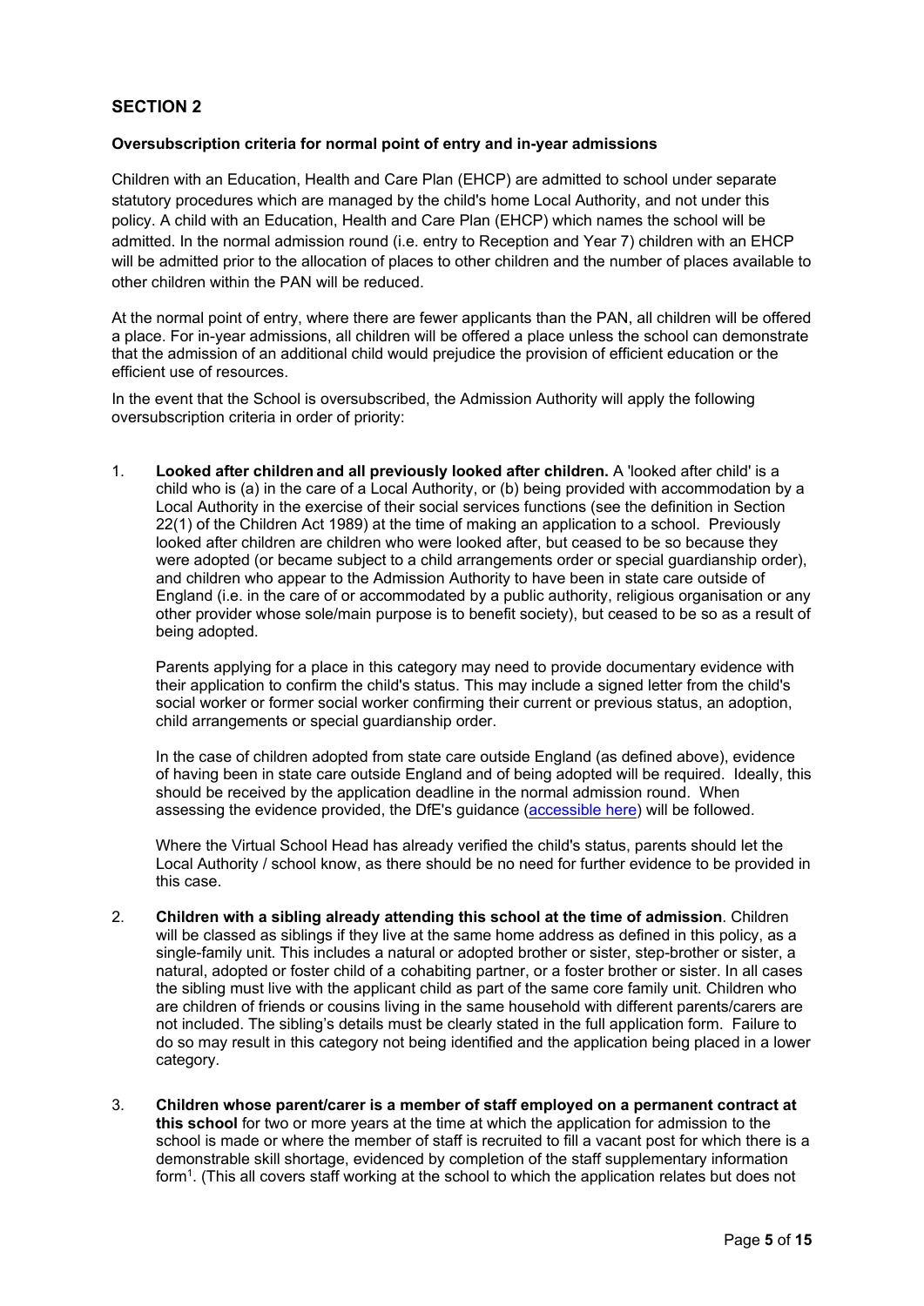## SECTION 2

**Oversubscription criteria for normal point of entry and in-year admissions**

Children with an Education, Health and Care Plan (EHCP) are admitted to school under separate statutory procedures which are managed by the child's home Local Authority, and not under this policy. A child with an Education, Health and Care Plan (EHCP) which names the school will be admitted. In the normal admission round (i.e. entry to Reception and Year 7) children with an EHCP will be admitted prior to the allocation of places to other children and the number of places available to other children within the PAN will be reduced.

At the normal point of entry, where there are fewer applicants than the PAN, all children will be offered a place. For in-year admissions, all children will be offered a place unless the school can demonstrate that the admission of an additional child would prejudice the provision of efficient education or the efficient use of resources.

In the event that the School is oversubscribed, the Admission Authority will apply the following oversubscription criteria in order of priority:

1. **Looked after children and all previously looked after children.** A 'looked after child' is a child who is (a) in the care of a Local Authority, or (b) being provided with accommodation by a Local Authority in the exercise of their social services functions (see the definition in Section 22(1) of the Children Act 1989) at the time of making an application to a school. Previously looked after children are children who were looked after, but ceased to be so because they were adopted (or became subject to a child arrangements order or special guardianship order), and children who appear to the Admission Authority to have been in state care outside of England (i.e. in the care of or accommodated by a public authority, religious organisation or any other provider whose sole/main purpose is to benefit society), but ceased to be so as a result of being adopted.

   Parents applying for a place in this category may need to provide documentary evidence with their application to confirm the child's status. This may include a signed letter from the child's social worker or former social worker confirming their current or previous status, an adoption, child arrangements or special guardianship order.

   In the case of children adopted from state care outside England (as defined above), evidence of having been in state care outside England and of being adopted will be required. Ideally, this should be received by the application deadline in the normal admission round. When assessing the evidence provided, the DfE's guidance (accessible here) will be followed.

   Where the Virtual School Head has already verified the child's status, parents should let the Local Authority / school know, as there should be no need for further evidence to be provided in this case.

2. **Children with a sibling already attending this school at the time of admission**. Children will be classed as siblings if they live at the same home address as defined in this policy, as a single-family unit. This includes a natural or adopted brother or sister, step-brother or sister, a natural, adopted or foster child of a cohabiting partner, or a foster brother or sister. In all cases the sibling must live with the applicant child as part of the same core family unit. Children who are children of friends or cousins living in the same household with different parents/carers are not included. The sibling's details must be clearly stated in the full application form. Failure to do so may result in this category not being identified and the application being placed in a lower category.

3. **Children whose parent/carer is a member of staff employed on a permanent contract at this school** for two or more years at the time at which the application for admission to the school is made or where the member of staff is recruited to fill a vacant post for which there is a demonstrable skill shortage, evidenced by completion of the staff supplementary information form[1]. (This all covers staff working at the school to which the application relates but does not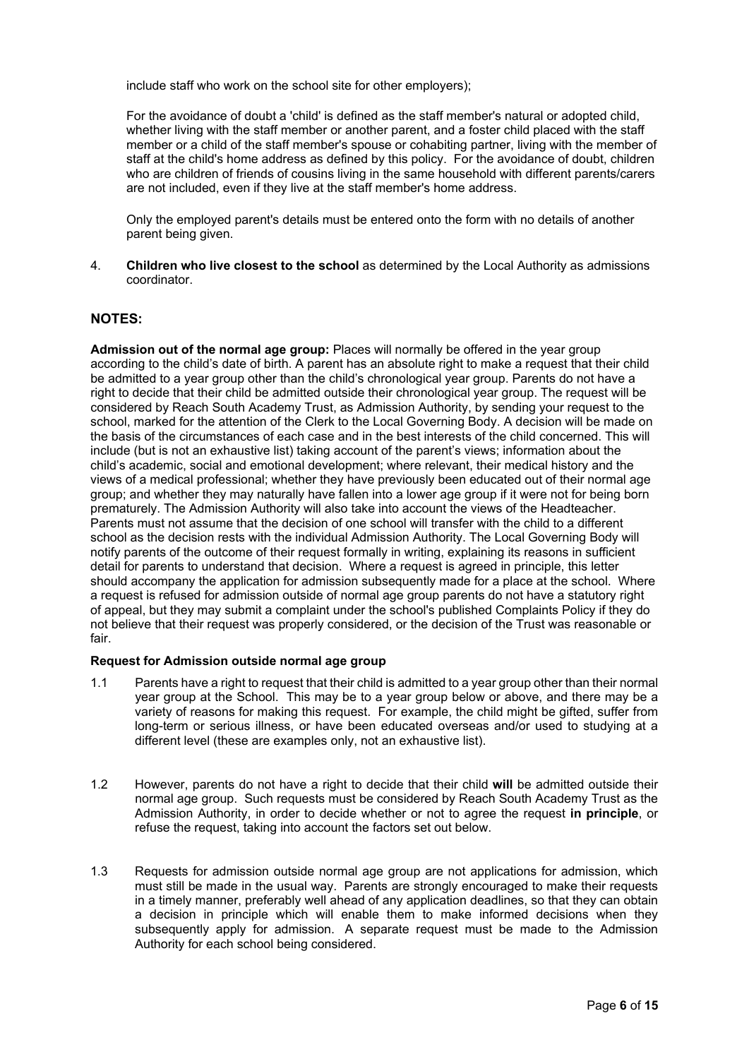include staff who work on the school site for other employers);

For the avoidance of doubt a 'child' is defined as the staff member's natural or adopted child, whether living with the staff member or another parent, and a foster child placed with the staff member or a child of the staff member's spouse or cohabiting partner, living with the member of staff at the child's home address as defined by this policy. For the avoidance of doubt, children who are children of friends of cousins living in the same household with different parents/carers are not included, even if they live at the staff member's home address.

Only the employed parent's details must be entered onto the form with no details of another parent being given.

4. **Children who live closest to the school** as determined by the Local Authority as admissions coordinator.

## NOTES:

**Admission out of the normal age group:** Places will normally be offered in the year group according to the child's date of birth. A parent has an absolute right to make a request that their child be admitted to a year group other than the child's chronological year group. Parents do not have a right to decide that their child be admitted outside their chronological year group. The request will be considered by Reach South Academy Trust, as Admission Authority, by sending your request to the school, marked for the attention of the Clerk to the Local Governing Body. A decision will be made on the basis of the circumstances of each case and in the best interests of the child concerned. This will include (but is not an exhaustive list) taking account of the parent's views; information about the child's academic, social and emotional development; where relevant, their medical history and the views of a medical professional; whether they have previously been educated out of their normal age group; and whether they may naturally have fallen into a lower age group if it were not for being born prematurely. The Admission Authority will also take into account the views of the Headteacher. Parents must not assume that the decision of one school will transfer with the child to a different school as the decision rests with the individual Admission Authority. The Local Governing Body will notify parents of the outcome of their request formally in writing, explaining its reasons in sufficient detail for parents to understand that decision. Where a request is agreed in principle, this letter should accompany the application for admission subsequently made for a place at the school. Where a request is refused for admission outside of normal age group parents do not have a statutory right of appeal, but they may submit a complaint under the school's published Complaints Policy if they do not believe that their request was properly considered, or the decision of the Trust was reasonable or fair.

**Request for Admission outside normal age group**

1.1 Parents have a right to request that their child is admitted to a year group other than their normal year group at the School. This may be to a year group below or above, and there may be a variety of reasons for making this request. For example, the child might be gifted, suffer from long-term or serious illness, or have been educated overseas and/or used to studying at a different level (these are examples only, not an exhaustive list).

1.2 However, parents do not have a right to decide that their child **will** be admitted outside their normal age group. Such requests must be considered by Reach South Academy Trust as the Admission Authority, in order to decide whether or not to agree the request **in principle**, or refuse the request, taking into account the factors set out below.

1.3 Requests for admission outside normal age group are not applications for admission, which must still be made in the usual way. Parents are strongly encouraged to make their requests in a timely manner, preferably well ahead of any application deadlines, so that they can obtain a decision in principle which will enable them to make informed decisions when they subsequently apply for admission. A separate request must be made to the Admission Authority for each school being considered.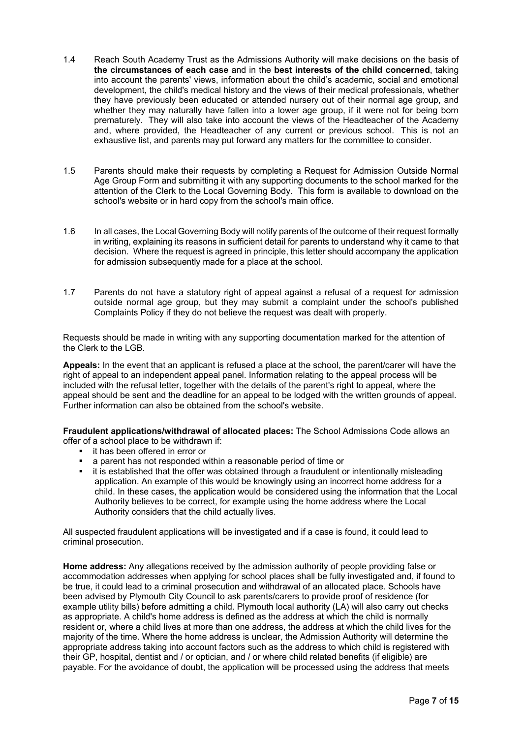1.4 Reach South Academy Trust as the Admissions Authority will make decisions on the basis of **the circumstances of each case** and in the **best interests of the child concerned**, taking into account the parents' views, information about the child's academic, social and emotional development, the child's medical history and the views of their medical professionals, whether they have previously been educated or attended nursery out of their normal age group, and whether they may naturally have fallen into a lower age group, if it were not for being born prematurely. They will also take into account the views of the Headteacher of the Academy and, where provided, the Headteacher of any current or previous school. This is not an exhaustive list, and parents may put forward any matters for the committee to consider.

1.5 Parents should make their requests by completing a Request for Admission Outside Normal Age Group Form and submitting it with any supporting documents to the school marked for the attention of the Clerk to the Local Governing Body. This form is available to download on the school's website or in hard copy from the school's main office.

1.6 In all cases, the Local Governing Body will notify parents of the outcome of their request formally in writing, explaining its reasons in sufficient detail for parents to understand why it came to that decision. Where the request is agreed in principle, this letter should accompany the application for admission subsequently made for a place at the school.

1.7 Parents do not have a statutory right of appeal against a refusal of a request for admission outside normal age group, but they may submit a complaint under the school's published Complaints Policy if they do not believe the request was dealt with properly.

Requests should be made in writing with any supporting documentation marked for the attention of the Clerk to the LGB.

**Appeals:** In the event that an applicant is refused a place at the school, the parent/carer will have the right of appeal to an independent appeal panel. Information relating to the appeal process will be included with the refusal letter, together with the details of the parent's right to appeal, where the appeal should be sent and the deadline for an appeal to be lodged with the written grounds of appeal. Further information can also be obtained from the school's website.

**Fraudulent applications/withdrawal of allocated places:** The School Admissions Code allows an offer of a school place to be withdrawn if:

- it has been offered in error or
- a parent has not responded within a reasonable period of time or
- it is established that the offer was obtained through a fraudulent or intentionally misleading application. An example of this would be knowingly using an incorrect home address for a child. In these cases, the application would be considered using the information that the Local Authority believes to be correct, for example using the home address where the Local Authority considers that the child actually lives.

All suspected fraudulent applications will be investigated and if a case is found, it could lead to criminal prosecution.

**Home address:** Any allegations received by the admission authority of people providing false or accommodation addresses when applying for school places shall be fully investigated and, if found to be true, it could lead to a criminal prosecution and withdrawal of an allocated place. Schools have been advised by Plymouth City Council to ask parents/carers to provide proof of residence (for example utility bills) before admitting a child. Plymouth local authority (LA) will also carry out checks as appropriate. A child's home address is defined as the address at which the child is normally resident or, where a child lives at more than one address, the address at which the child lives for the majority of the time. Where the home address is unclear, the Admission Authority will determine the appropriate address taking into account factors such as the address to which child is registered with their GP, hospital, dentist and / or optician, and / or where child related benefits (if eligible) are payable. For the avoidance of doubt, the application will be processed using the address that meets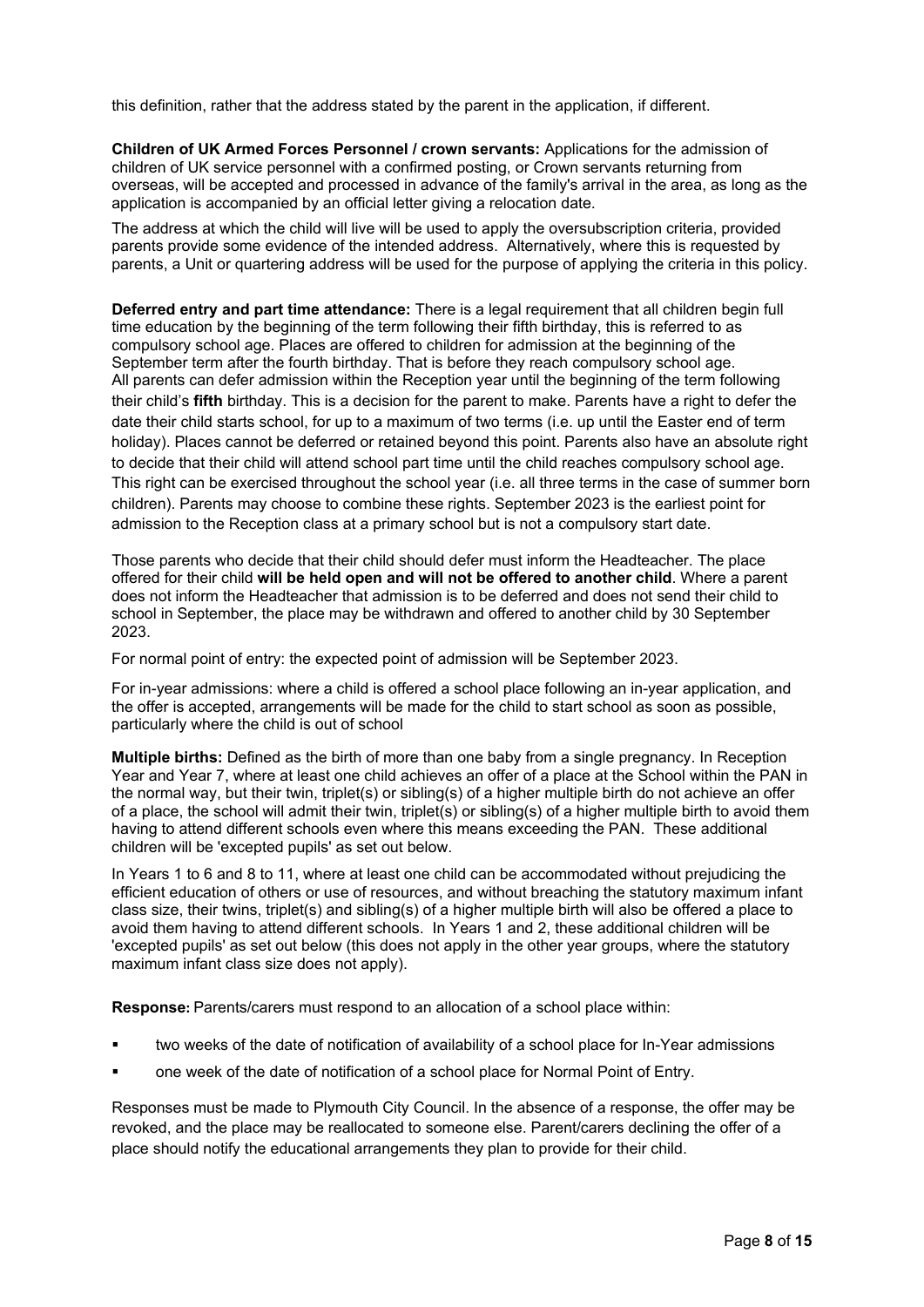this definition, rather that the address stated by the parent in the application, if different.

**Children of UK Armed Forces Personnel / crown servants:** Applications for the admission of children of UK service personnel with a confirmed posting, or Crown servants returning from overseas, will be accepted and processed in advance of the family's arrival in the area, as long as the application is accompanied by an official letter giving a relocation date.

The address at which the child will live will be used to apply the oversubscription criteria, provided parents provide some evidence of the intended address. Alternatively, where this is requested by parents, a Unit or quartering address will be used for the purpose of applying the criteria in this policy.

**Deferred entry and part time attendance:** There is a legal requirement that all children begin full time education by the beginning of the term following their fifth birthday, this is referred to as compulsory school age. Places are offered to children for admission at the beginning of the September term after the fourth birthday. That is before they reach compulsory school age. All parents can defer admission within the Reception year until the beginning of the term following their child's **fifth** birthday. This is a decision for the parent to make. Parents have a right to defer the date their child starts school, for up to a maximum of two terms (i.e. up until the Easter end of term holiday). Places cannot be deferred or retained beyond this point. Parents also have an absolute right to decide that their child will attend school part time until the child reaches compulsory school age. This right can be exercised throughout the school year (i.e. all three terms in the case of summer born children). Parents may choose to combine these rights. September 2023 is the earliest point for admission to the Reception class at a primary school but is not a compulsory start date.

Those parents who decide that their child should defer must inform the Headteacher. The place offered for their child **will be held open and will not be offered to another child**. Where a parent does not inform the Headteacher that admission is to be deferred and does not send their child to school in September, the place may be withdrawn and offered to another child by 30 September 2023.

For normal point of entry: the expected point of admission will be September 2023.

For in-year admissions: where a child is offered a school place following an in-year application, and the offer is accepted, arrangements will be made for the child to start school as soon as possible, particularly where the child is out of school

**Multiple births:** Defined as the birth of more than one baby from a single pregnancy. In Reception Year and Year 7, where at least one child achieves an offer of a place at the School within the PAN in the normal way, but their twin, triplet(s) or sibling(s) of a higher multiple birth do not achieve an offer of a place, the school will admit their twin, triplet(s) or sibling(s) of a higher multiple birth to avoid them having to attend different schools even where this means exceeding the PAN. These additional children will be 'excepted pupils' as set out below.

In Years 1 to 6 and 8 to 11, where at least one child can be accommodated without prejudicing the efficient education of others or use of resources, and without breaching the statutory maximum infant class size, their twins, triplet(s) and sibling(s) of a higher multiple birth will also be offered a place to avoid them having to attend different schools. In Years 1 and 2, these additional children will be 'excepted pupils' as set out below (this does not apply in the other year groups, where the statutory maximum infant class size does not apply).

**Response:** Parents/carers must respond to an allocation of a school place within:

- two weeks of the date of notification of availability of a school place for In-Year admissions
- one week of the date of notification of a school place for Normal Point of Entry.

Responses must be made to Plymouth City Council. In the absence of a response, the offer may be revoked, and the place may be reallocated to someone else. Parent/carers declining the offer of a place should notify the educational arrangements they plan to provide for their child.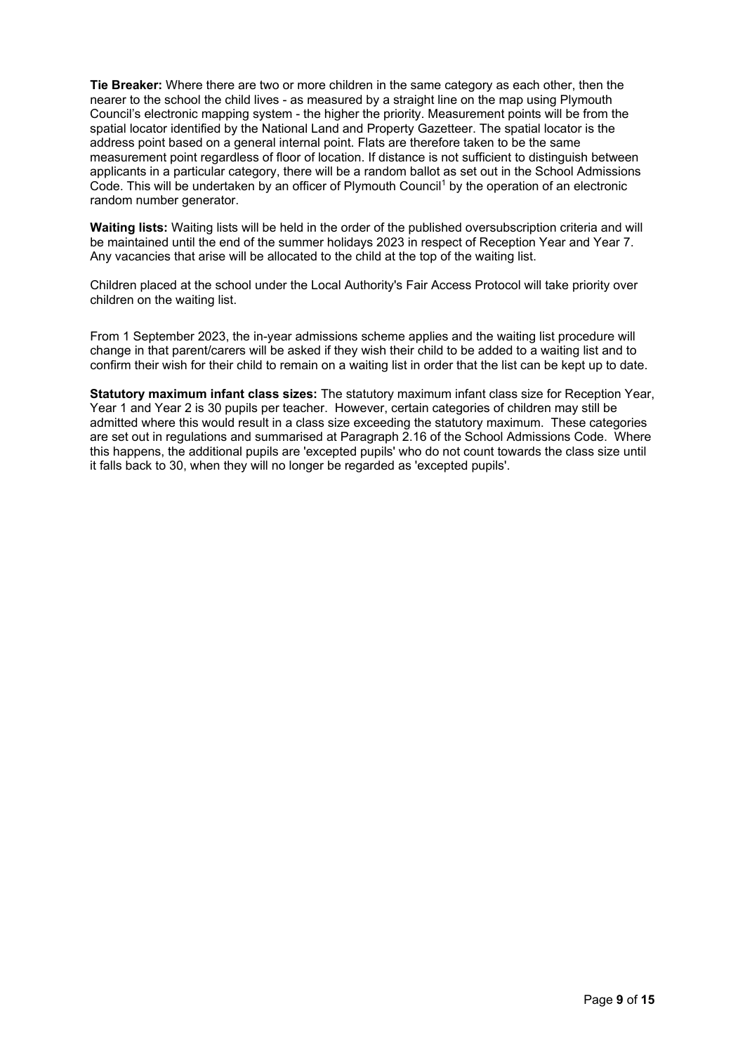**Tie Breaker:** Where there are two or more children in the same category as each other, then the nearer to the school the child lives - as measured by a straight line on the map using Plymouth Council's electronic mapping system - the higher the priority. Measurement points will be from the spatial locator identified by the National Land and Property Gazetteer. The spatial locator is the address point based on a general internal point. Flats are therefore taken to be the same measurement point regardless of floor of location. If distance is not sufficient to distinguish between applicants in a particular category, there will be a random ballot as set out in the School Admissions Code. This will be undertaken by an officer of Plymouth Council[1] by the operation of an electronic random number generator.

**Waiting lists:** Waiting lists will be held in the order of the published oversubscription criteria and will be maintained until the end of the summer holidays 2023 in respect of Reception Year and Year 7. Any vacancies that arise will be allocated to the child at the top of the waiting list.

Children placed at the school under the Local Authority's Fair Access Protocol will take priority over children on the waiting list.

From 1 September 2023, the in-year admissions scheme applies and the waiting list procedure will change in that parent/carers will be asked if they wish their child to be added to a waiting list and to confirm their wish for their child to remain on a waiting list in order that the list can be kept up to date.

**Statutory maximum infant class sizes:** The statutory maximum infant class size for Reception Year, Year 1 and Year 2 is 30 pupils per teacher. However, certain categories of children may still be admitted where this would result in a class size exceeding the statutory maximum. These categories are set out in regulations and summarised at Paragraph 2.16 of the School Admissions Code. Where this happens, the additional pupils are 'excepted pupils' who do not count towards the class size until it falls back to 30, when they will no longer be regarded as 'excepted pupils'.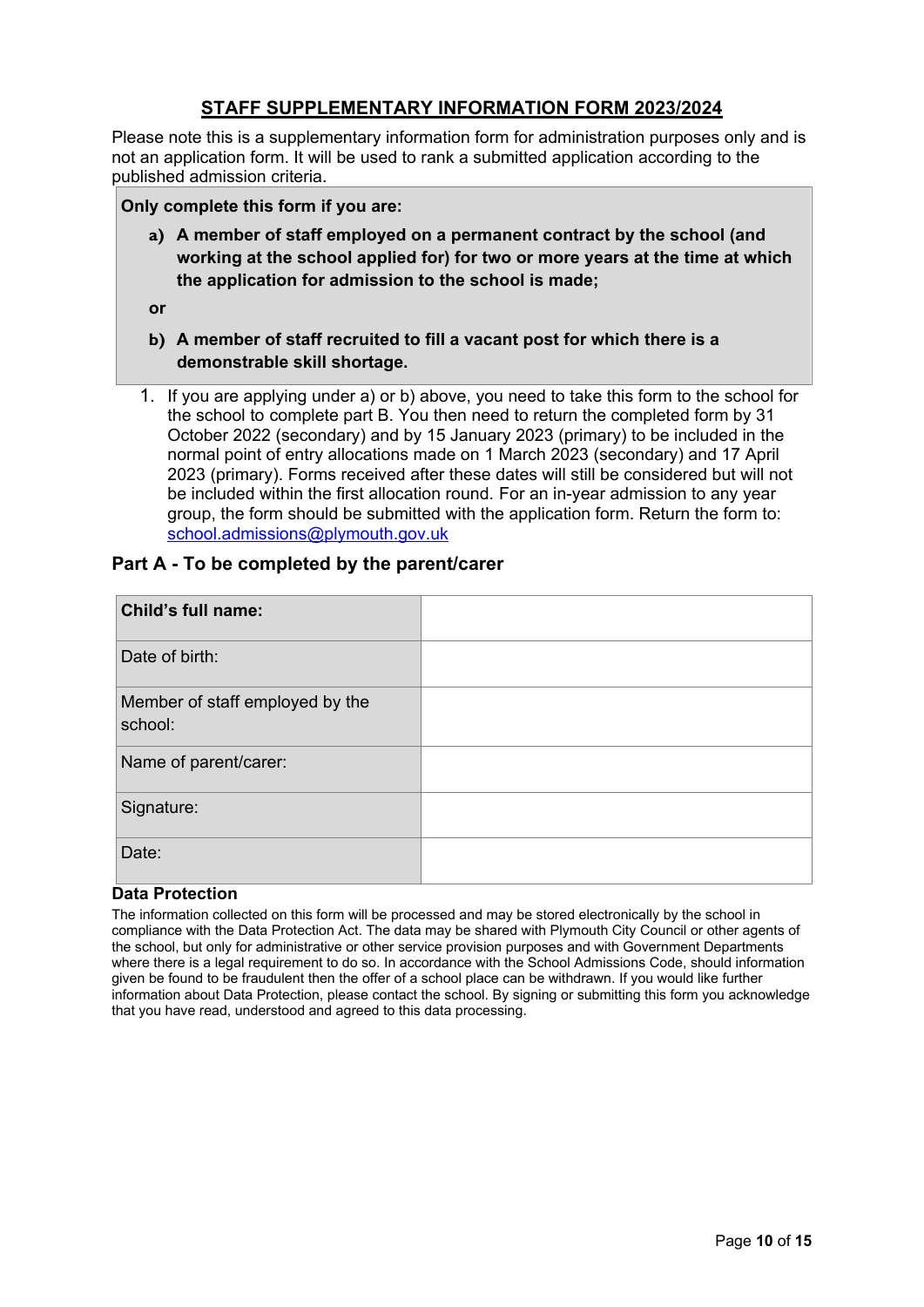## STAFF SUPPLEMENTARY INFORMATION FORM 2023/2024

Please note this is a supplementary information form for administration purposes only and is not an application form. It will be used to rank a submitted application according to the published admission criteria.

**Only complete this form if you are:**

**a) A member of staff employed on a permanent contract by the school (and working at the school applied for) for two or more years at the time at which the application for admission to the school is made;**

**or**

**b) A member of staff recruited to fill a vacant post for which there is a demonstrable skill shortage.**

1. If you are applying under a) or b) above, you need to take this form to the school for the school to complete part B. You then need to return the completed form by 31 October 2022 (secondary) and by 15 January 2023 (primary) to be included in the normal point of entry allocations made on 1 March 2023 (secondary) and 17 April 2023 (primary). Forms received after these dates will still be considered but will not be included within the first allocation round. For an in-year admission to any year group, the form should be submitted with the application form. Return the form to: school.admissions@plymouth.gov.uk

### Part A - To be completed by the parent/carer

| **Child's full name:** | |
|---|---|
| Date of birth: | |
| Member of staff employed by the school: | |
| Name of parent/carer: | |
| Signature: | |
| Date: | |

**Data Protection**

The information collected on this form will be processed and may be stored electronically by the school in compliance with the Data Protection Act. The data may be shared with Plymouth City Council or other agents of the school, but only for administrative or other service provision purposes and with Government Departments where there is a legal requirement to do so. In accordance with the School Admissions Code, should information given be found to be fraudulent then the offer of a school place can be withdrawn. If you would like further information about Data Protection, please contact the school. By signing or submitting this form you acknowledge that you have read, understood and agreed to this data processing.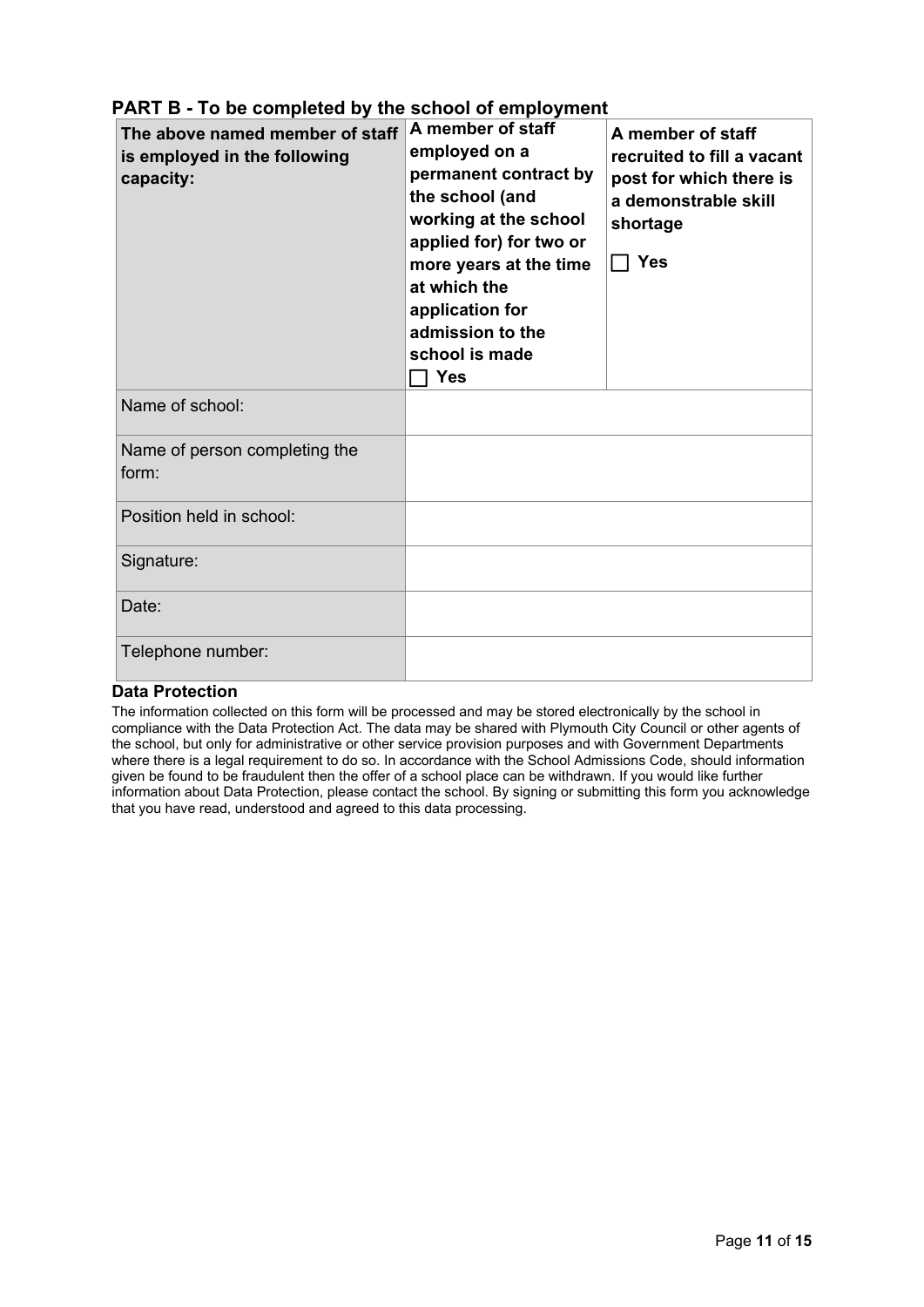## PART B - To be completed by the school of employment

| **The above named member of staff is employed in the following capacity:** | **A member of staff employed on a permanent contract by the school (and working at the school applied for) for two or more years at the time at which the application for admission to the school is made** ☐ **Yes** | **A member of staff recruited to fill a vacant post for which there is a demonstrable skill shortage** ☐ **Yes** |
|---|---|---|
| Name of school: | | |
| Name of person completing the form: | | |
| Position held in school: | | |
| Signature: | | |
| Date: | | |
| Telephone number: | | |

### Data Protection

The information collected on this form will be processed and may be stored electronically by the school in compliance with the Data Protection Act. The data may be shared with Plymouth City Council or other agents of the school, but only for administrative or other service provision purposes and with Government Departments where there is a legal requirement to do so. In accordance with the School Admissions Code, should information given be found to be fraudulent then the offer of a school place can be withdrawn. If you would like further information about Data Protection, please contact the school. By signing or submitting this form you acknowledge that you have read, understood and agreed to this data processing.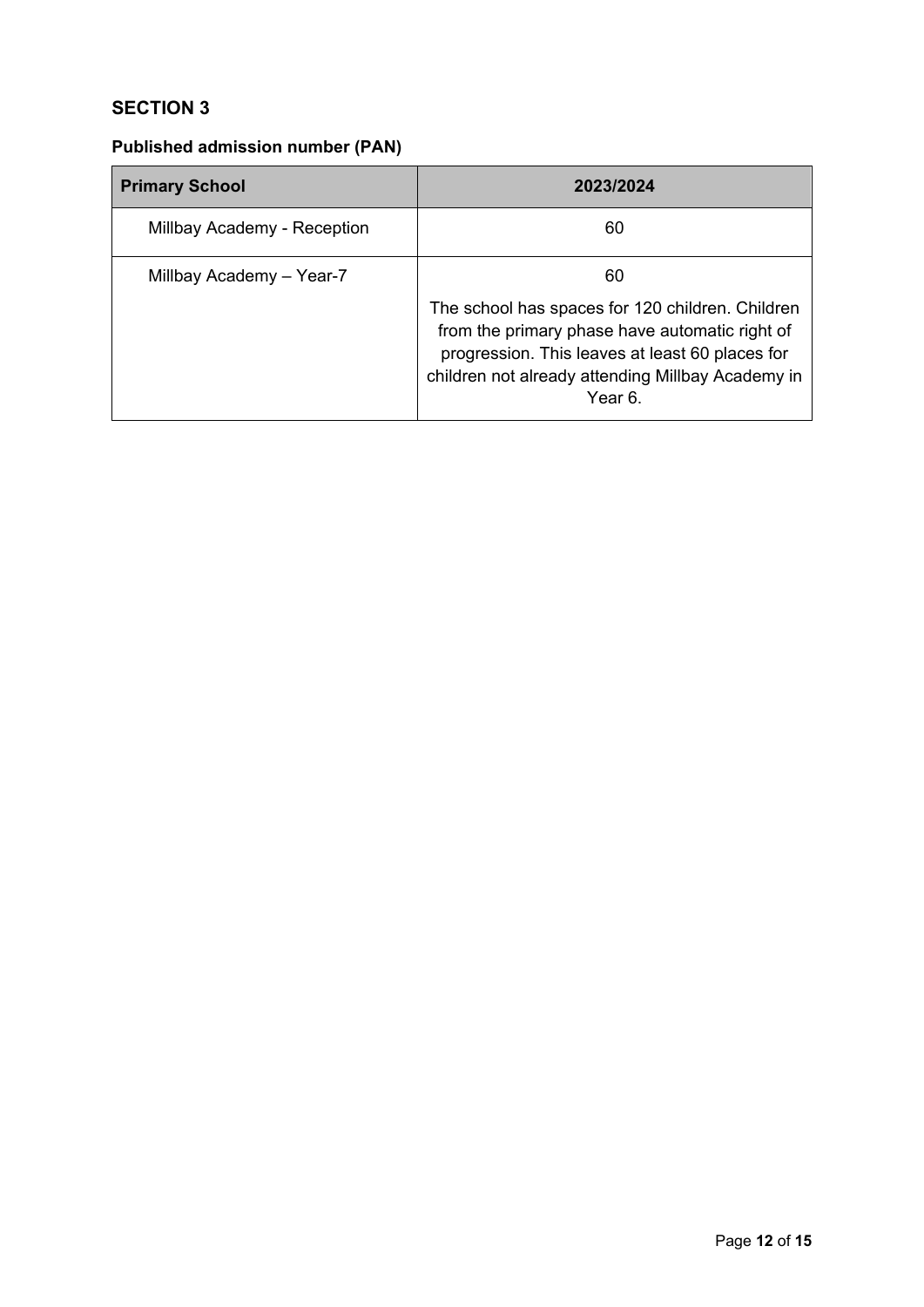## SECTION 3

### Published admission number (PAN)

| Primary School | 2023/2024 |
|---|---|
| Millbay Academy - Reception | 60 |
| Millbay Academy – Year-7 | 60<br><br>The school has spaces for 120 children. Children from the primary phase have automatic right of progression. This leaves at least 60 places for children not already attending Millbay Academy in Year 6. |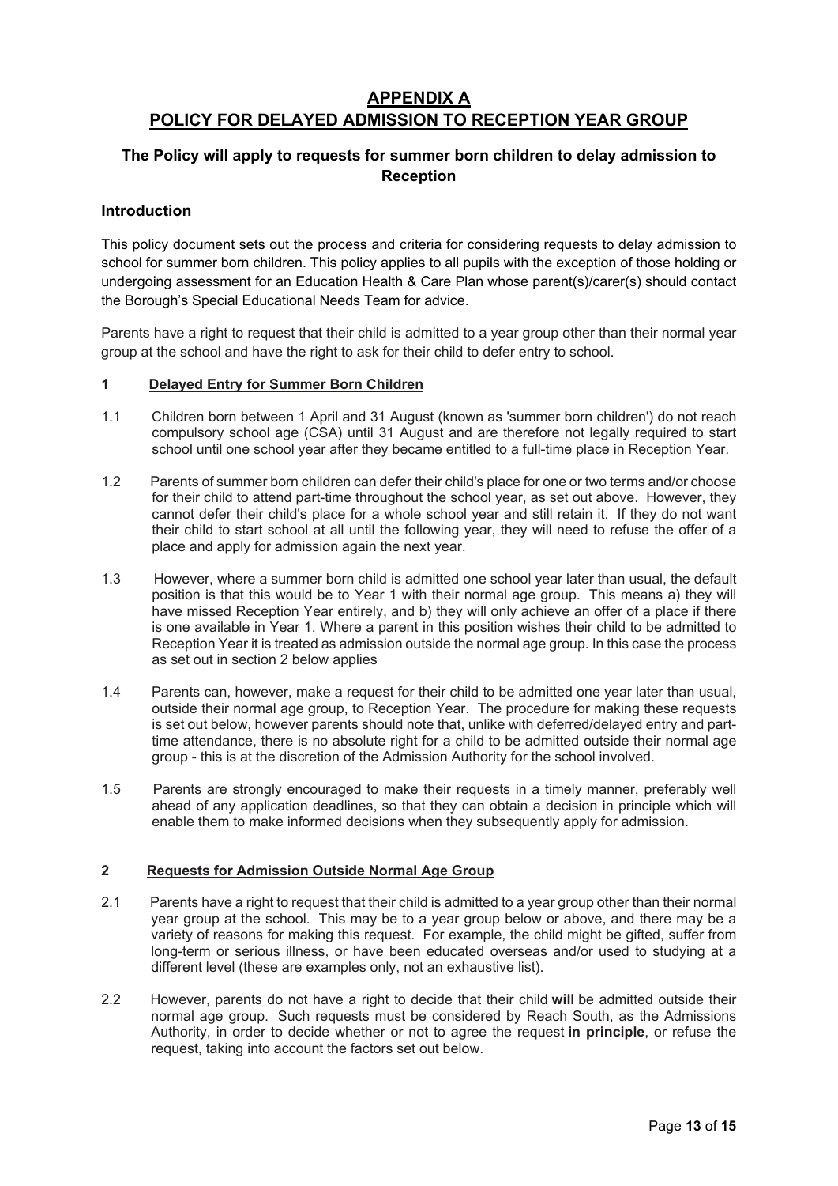# APPENDIX A
# POLICY FOR DELAYED ADMISSION TO RECEPTION YEAR GROUP

### The Policy will apply to requests for summer born children to delay admission to Reception

## Introduction

This policy document sets out the process and criteria for considering requests to delay admission to school for summer born children. This policy applies to all pupils with the exception of those holding or undergoing assessment for an Education Health & Care Plan whose parent(s)/carer(s) should contact the Borough's Special Educational Needs Team for advice.

Parents have a right to request that their child is admitted to a year group other than their normal year group at the school and have the right to ask for their child to defer entry to school.

## 1 Delayed Entry for Summer Born Children

1.1 Children born between 1 April and 31 August (known as 'summer born children') do not reach compulsory school age (CSA) until 31 August and are therefore not legally required to start school until one school year after they became entitled to a full-time place in Reception Year.

1.2 Parents of summer born children can defer their child's place for one or two terms and/or choose for their child to attend part-time throughout the school year, as set out above. However, they cannot defer their child's place for a whole school year and still retain it. If they do not want their child to start school at all until the following year, they will need to refuse the offer of a place and apply for admission again the next year.

1.3 However, where a summer born child is admitted one school year later than usual, the default position is that this would be to Year 1 with their normal age group. This means a) they will have missed Reception Year entirely, and b) they will only achieve an offer of a place if there is one available in Year 1. Where a parent in this position wishes their child to be admitted to Reception Year it is treated as admission outside the normal age group. In this case the process as set out in section 2 below applies

1.4 Parents can, however, make a request for their child to be admitted one year later than usual, outside their normal age group, to Reception Year. The procedure for making these requests is set out below, however parents should note that, unlike with deferred/delayed entry and part-time attendance, there is no absolute right for a child to be admitted outside their normal age group - this is at the discretion of the Admission Authority for the school involved.

1.5 Parents are strongly encouraged to make their requests in a timely manner, preferably well ahead of any application deadlines, so that they can obtain a decision in principle which will enable them to make informed decisions when they subsequently apply for admission.

## 2 Requests for Admission Outside Normal Age Group

2.1 Parents have a right to request that their child is admitted to a year group other than their normal year group at the school. This may be to a year group below or above, and there may be a variety of reasons for making this request. For example, the child might be gifted, suffer from long-term or serious illness, or have been educated overseas and/or used to studying at a different level (these are examples only, not an exhaustive list).

2.2 However, parents do not have a right to decide that their child **will** be admitted outside their normal age group. Such requests must be considered by Reach South, as the Admissions Authority, in order to decide whether or not to agree the request **in principle**, or refuse the request, taking into account the factors set out below.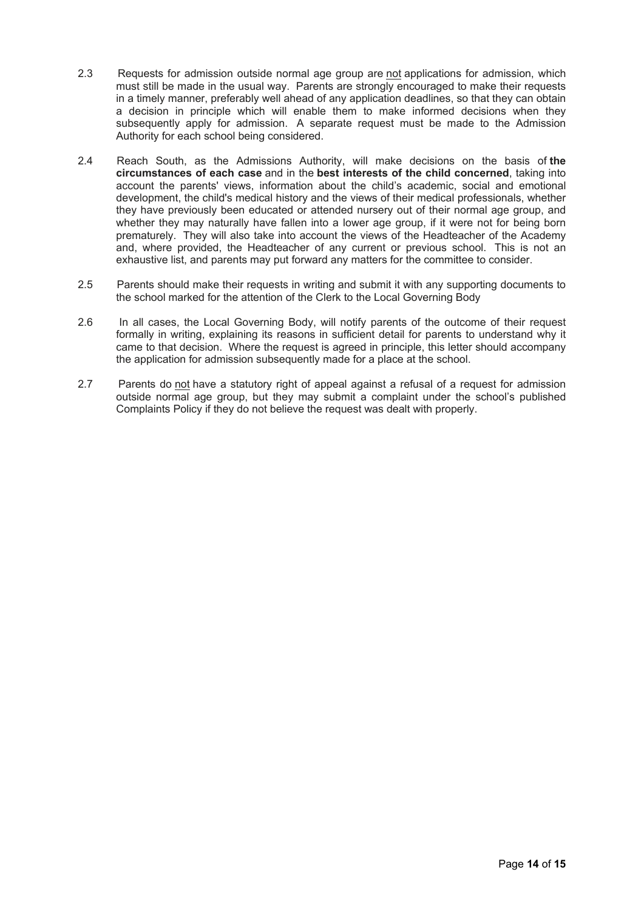2.3 Requests for admission outside normal age group are not applications for admission, which must still be made in the usual way. Parents are strongly encouraged to make their requests in a timely manner, preferably well ahead of any application deadlines, so that they can obtain a decision in principle which will enable them to make informed decisions when they subsequently apply for admission. A separate request must be made to the Admission Authority for each school being considered.

2.4 Reach South, as the Admissions Authority, will make decisions on the basis of **the circumstances of each case** and in the **best interests of the child concerned**, taking into account the parents' views, information about the child's academic, social and emotional development, the child's medical history and the views of their medical professionals, whether they have previously been educated or attended nursery out of their normal age group, and whether they may naturally have fallen into a lower age group, if it were not for being born prematurely. They will also take into account the views of the Headteacher of the Academy and, where provided, the Headteacher of any current or previous school. This is not an exhaustive list, and parents may put forward any matters for the committee to consider.

2.5 Parents should make their requests in writing and submit it with any supporting documents to the school marked for the attention of the Clerk to the Local Governing Body

2.6 In all cases, the Local Governing Body, will notify parents of the outcome of their request formally in writing, explaining its reasons in sufficient detail for parents to understand why it came to that decision. Where the request is agreed in principle, this letter should accompany the application for admission subsequently made for a place at the school.

2.7 Parents do not have a statutory right of appeal against a refusal of a request for admission outside normal age group, but they may submit a complaint under the school's published Complaints Policy if they do not believe the request was dealt with properly.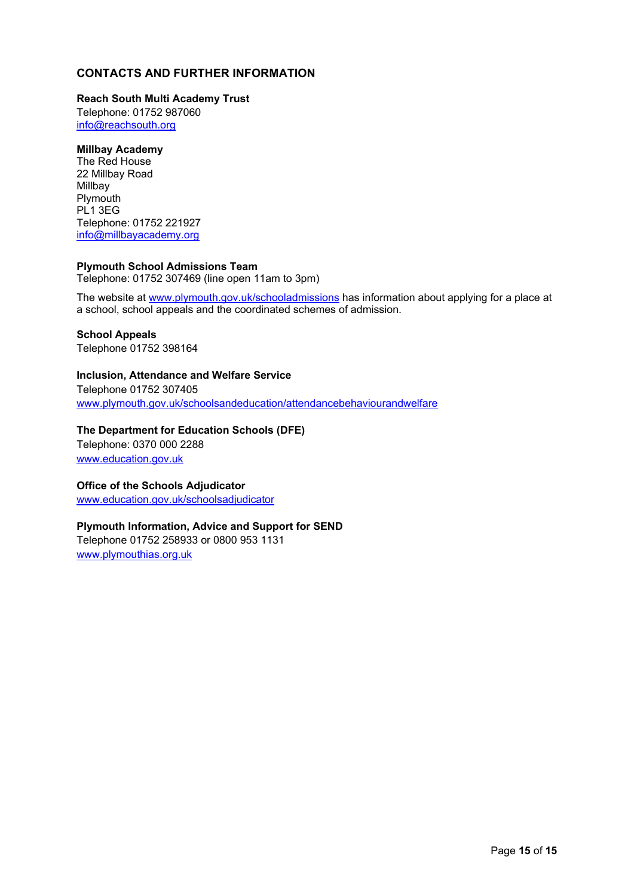## CONTACTS AND FURTHER INFORMATION

**Reach South Multi Academy Trust**
Telephone: 01752 987060
info@reachsouth.org

**Millbay Academy**
The Red House
22 Millbay Road
Millbay
Plymouth
PL1 3EG
Telephone: 01752 221927
info@millbayacademy.org

**Plymouth School Admissions Team**
Telephone: 01752 307469 (line open 11am to 3pm)

The website at www.plymouth.gov.uk/schooladmissions has information about applying for a place at a school, school appeals and the coordinated schemes of admission.

**School Appeals**
Telephone 01752 398164

**Inclusion, Attendance and Welfare Service**
Telephone 01752 307405
www.plymouth.gov.uk/schoolsandeducation/attendancebehaviourandwelfare

**The Department for Education Schools (DFE)**
Telephone: 0370 000 2288
www.education.gov.uk

**Office of the Schools Adjudicator**
www.education.gov.uk/schoolsadjudicator

**Plymouth Information, Advice and Support for SEND**
Telephone 01752 258933 or 0800 953 1131
www.plymouthias.org.uk